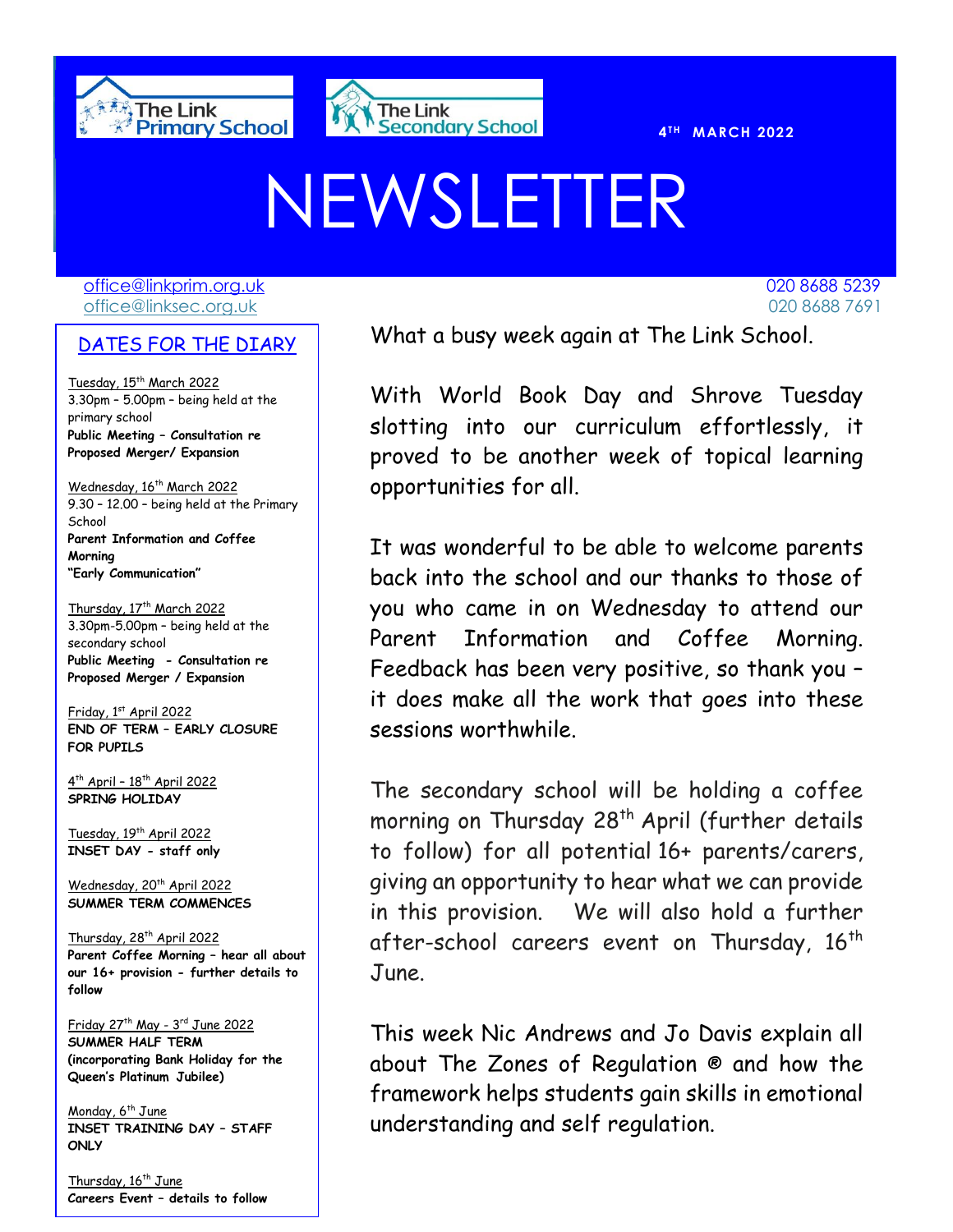The Link Primary School

The Link Secondary School

4TH MARCH 2022

# NEWSLETTER

office@linkprim.org.uk 020 8688 5239
office@linksec.org.uk 020 8688 7691

## DATES FOR THE DIARY

Tuesday, 15th March 2022
3.30pm – 5.00pm – being held at the primary school
**Public Meeting – Consultation re Proposed Merger/ Expansion**

Wednesday, 16th March 2022
9.30 – 12.00 – being held at the Primary School
**Parent Information and Coffee Morning "Early Communication"**

Thursday, 17th March 2022
3.30pm-5.00pm – being held at the secondary school
**Public Meeting - Consultation re Proposed Merger / Expansion**

Friday, 1st April 2022
**END OF TERM – EARLY CLOSURE FOR PUPILS**

4th April – 18th April 2022
**SPRING HOLIDAY**

Tuesday, 19th April 2022
**INSET DAY - staff only**

Wednesday, 20th April 2022
**SUMMER TERM COMMENCES**

Thursday, 28th April 2022
**Parent Coffee Morning – hear all about our 16+ provision - further details to follow**

Friday 27th May - 3rd June 2022
**SUMMER HALF TERM (incorporating Bank Holiday for the Queen's Platinum Jubilee)**

Monday, 6th June
**INSET TRAINING DAY – STAFF ONLY**

Thursday, 16th June
**Careers Event – details to follow**

What a busy week again at The Link School.

With World Book Day and Shrove Tuesday slotting into our curriculum effortlessly, it proved to be another week of topical learning opportunities for all.

It was wonderful to be able to welcome parents back into the school and our thanks to those of you who came in on Wednesday to attend our Parent Information and Coffee Morning. Feedback has been very positive, so thank you – it does make all the work that goes into these sessions worthwhile.

The secondary school will be holding a coffee morning on Thursday 28th April (further details to follow) for all potential 16+ parents/carers, giving an opportunity to hear what we can provide in this provision. We will also hold a further after-school careers event on Thursday, 16th June.

This week Nic Andrews and Jo Davis explain all about The Zones of Regulation ® and how the framework helps students gain skills in emotional understanding and self regulation.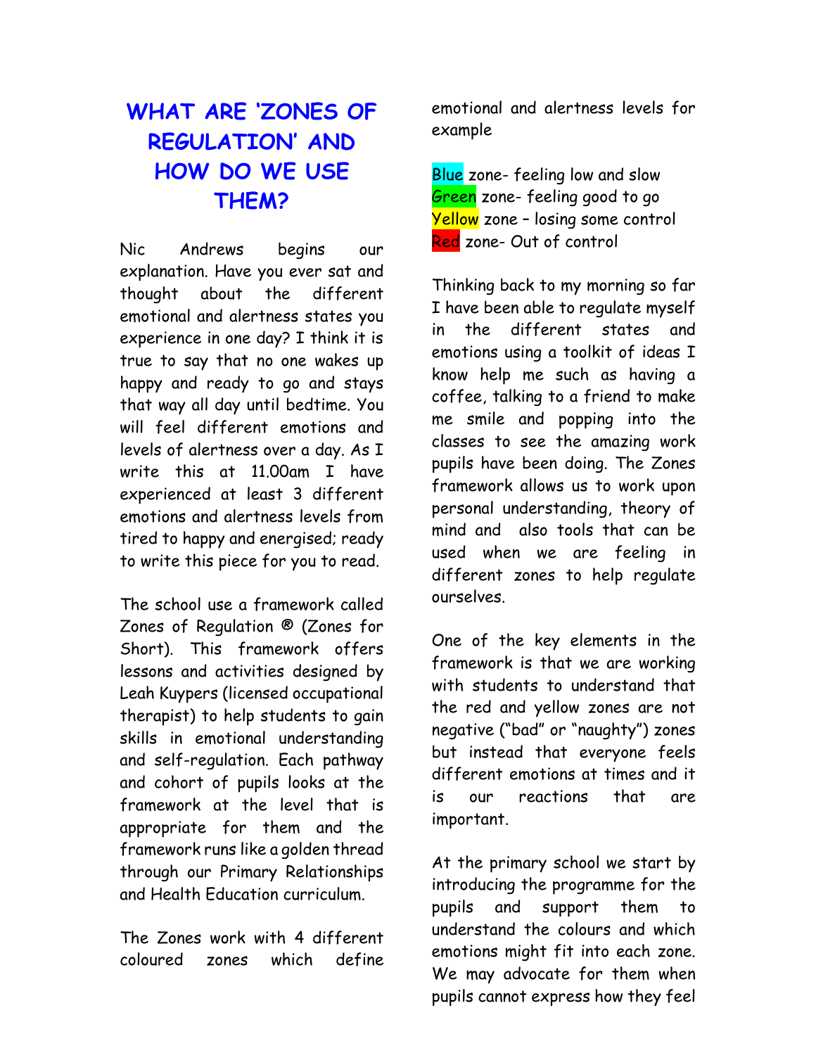# WHAT ARE 'ZONES OF REGULATION' AND HOW DO WE USE THEM?

Nic Andrews begins our explanation. Have you ever sat and thought about the different emotional and alertness states you experience in one day? I think it is true to say that no one wakes up happy and ready to go and stays that way all day until bedtime. You will feel different emotions and levels of alertness over a day. As I write this at 11.00am I have experienced at least 3 different emotions and alertness levels from tired to happy and energised; ready to write this piece for you to read.

The school use a framework called Zones of Regulation ® (Zones for Short). This framework offers lessons and activities designed by Leah Kuypers (licensed occupational therapist) to help students to gain skills in emotional understanding and self-regulation. Each pathway and cohort of pupils looks at the framework at the level that is appropriate for them and the framework runs like a golden thread through our Primary Relationships and Health Education curriculum.

The Zones work with 4 different coloured zones which define emotional and alertness levels for example

Blue zone- feeling low and slow
Green zone- feeling good to go
Yellow zone – losing some control
Red zone- Out of control

Thinking back to my morning so far I have been able to regulate myself in the different states and emotions using a toolkit of ideas I know help me such as having a coffee, talking to a friend to make me smile and popping into the classes to see the amazing work pupils have been doing. The Zones framework allows us to work upon personal understanding, theory of mind and also tools that can be used when we are feeling in different zones to help regulate ourselves.

One of the key elements in the framework is that we are working with students to understand that the red and yellow zones are not negative ("bad" or "naughty") zones but instead that everyone feels different emotions at times and it is our reactions that are important.

At the primary school we start by introducing the programme for the pupils and support them to understand the colours and which emotions might fit into each zone. We may advocate for them when pupils cannot express how they feel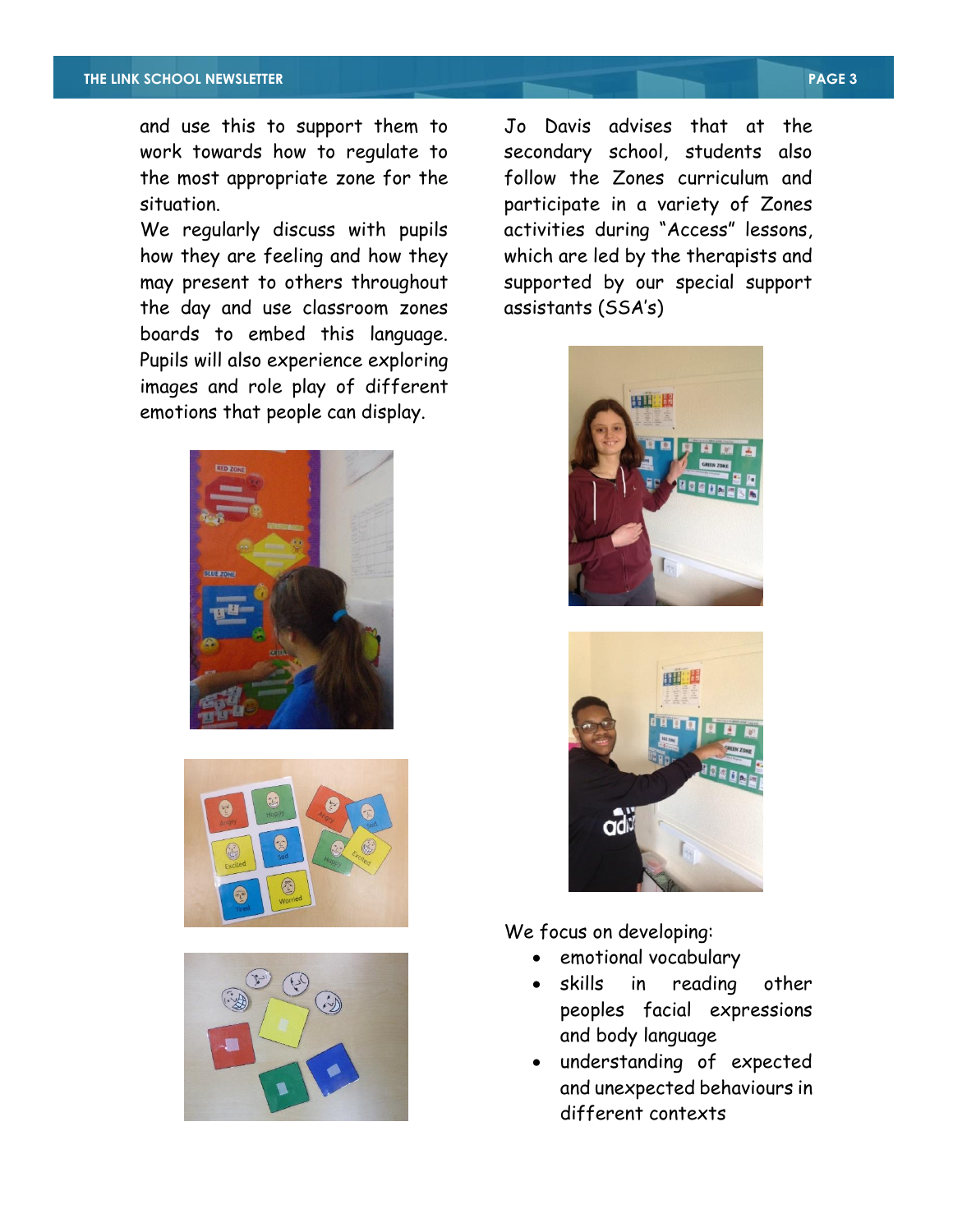and use this to support them to work towards how to regulate to the most appropriate zone for the situation.

We regularly discuss with pupils how they are feeling and how they may present to others throughout the day and use classroom zones boards to embed this language. Pupils will also experience exploring images and role play of different emotions that people can display.

Jo Davis advises that at the secondary school, students also follow the Zones curriculum and participate in a variety of Zones activities during "Access" lessons, which are led by the therapists and supported by our special support assistants (SSA's)

We focus on developing:

- emotional vocabulary
- skills in reading other peoples facial expressions and body language
- understanding of expected and unexpected behaviours in different contexts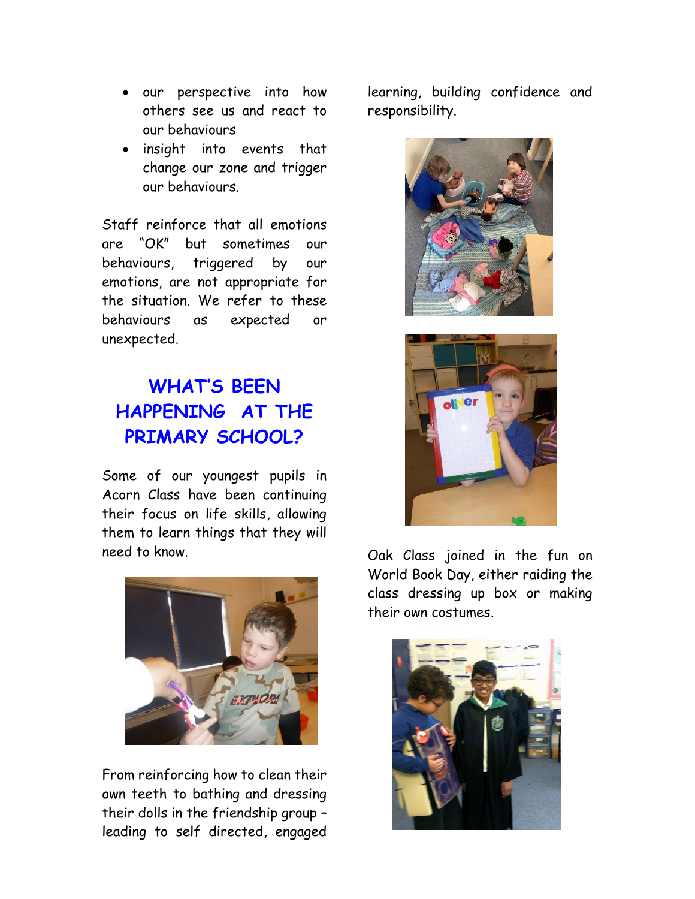- our perspective into how others see us and react to our behaviours
- insight into events that change our zone and trigger our behaviours.

Staff reinforce that all emotions are "OK" but sometimes our behaviours, triggered by our emotions, are not appropriate for the situation. We refer to these behaviours as expected or unexpected.

## WHAT'S BEEN HAPPENING AT THE PRIMARY SCHOOL?

Some of our youngest pupils in Acorn Class have been continuing their focus on life skills, allowing them to learn things that they will need to know.

From reinforcing how to clean their own teeth to bathing and dressing their dolls in the friendship group – leading to self directed, engaged learning, building confidence and responsibility.

Oak Class joined in the fun on World Book Day, either raiding the class dressing up box or making their own costumes.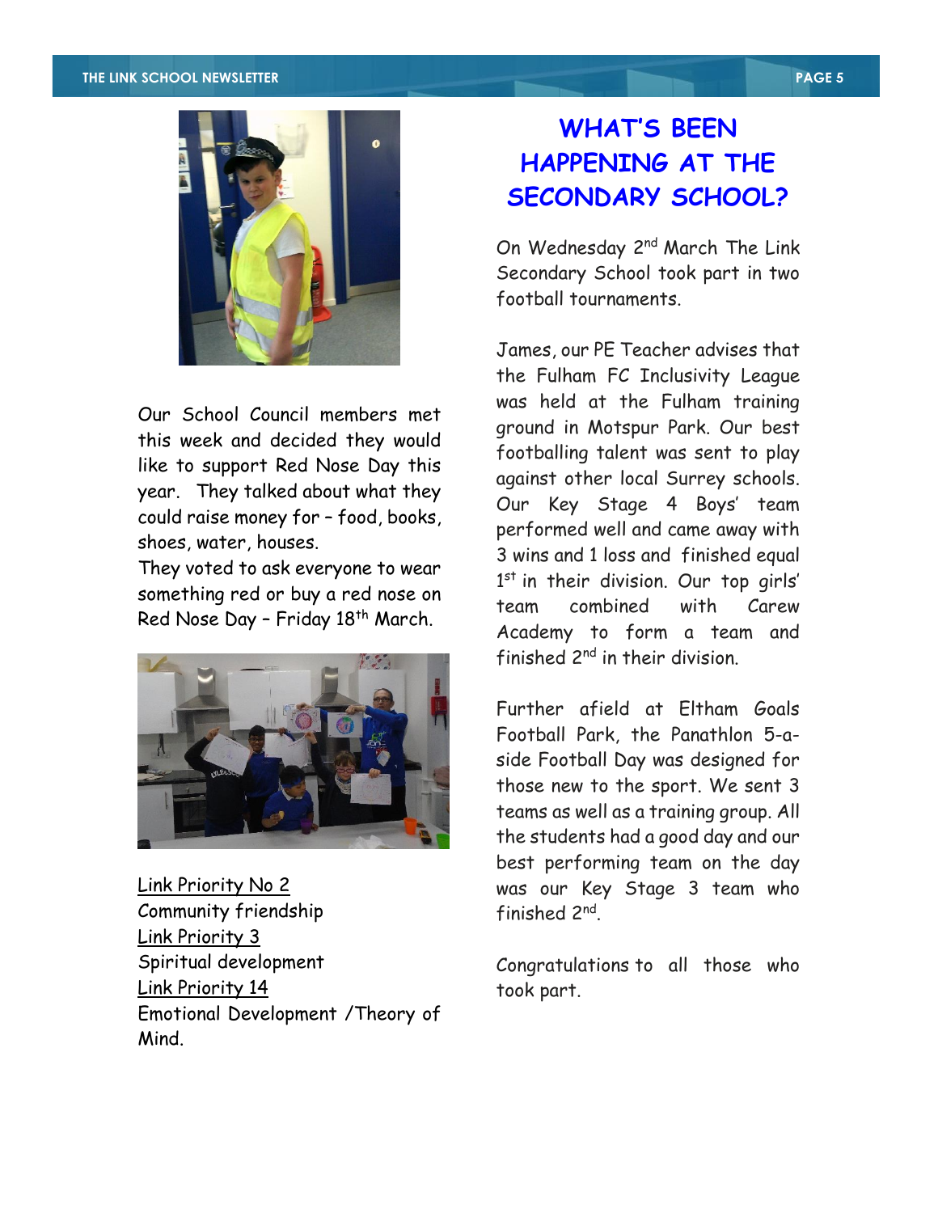Our School Council members met this week and decided they would like to support Red Nose Day this year. They talked about what they could raise money for – food, books, shoes, water, houses.
They voted to ask everyone to wear something red or buy a red nose on Red Nose Day – Friday 18th March.

<u>Link Priority No 2</u>
Community friendship
<u>Link Priority 3</u>
Spiritual development
<u>Link Priority 14</u>
Emotional Development /Theory of Mind.

# WHAT'S BEEN HAPPENING AT THE SECONDARY SCHOOL?

On Wednesday 2nd March The Link Secondary School took part in two football tournaments.

James, our PE Teacher advises that the Fulham FC Inclusivity League was held at the Fulham training ground in Motspur Park. Our best footballing talent was sent to play against other local Surrey schools. Our Key Stage 4 Boys' team performed well and came away with 3 wins and 1 loss and finished equal 1st in their division. Our top girls' team combined with Carew Academy to form a team and finished 2nd in their division.

Further afield at Eltham Goals Football Park, the Panathlon 5-a-side Football Day was designed for those new to the sport. We sent 3 teams as well as a training group. All the students had a good day and our best performing team on the day was our Key Stage 3 team who finished 2nd.

Congratulations to all those who took part.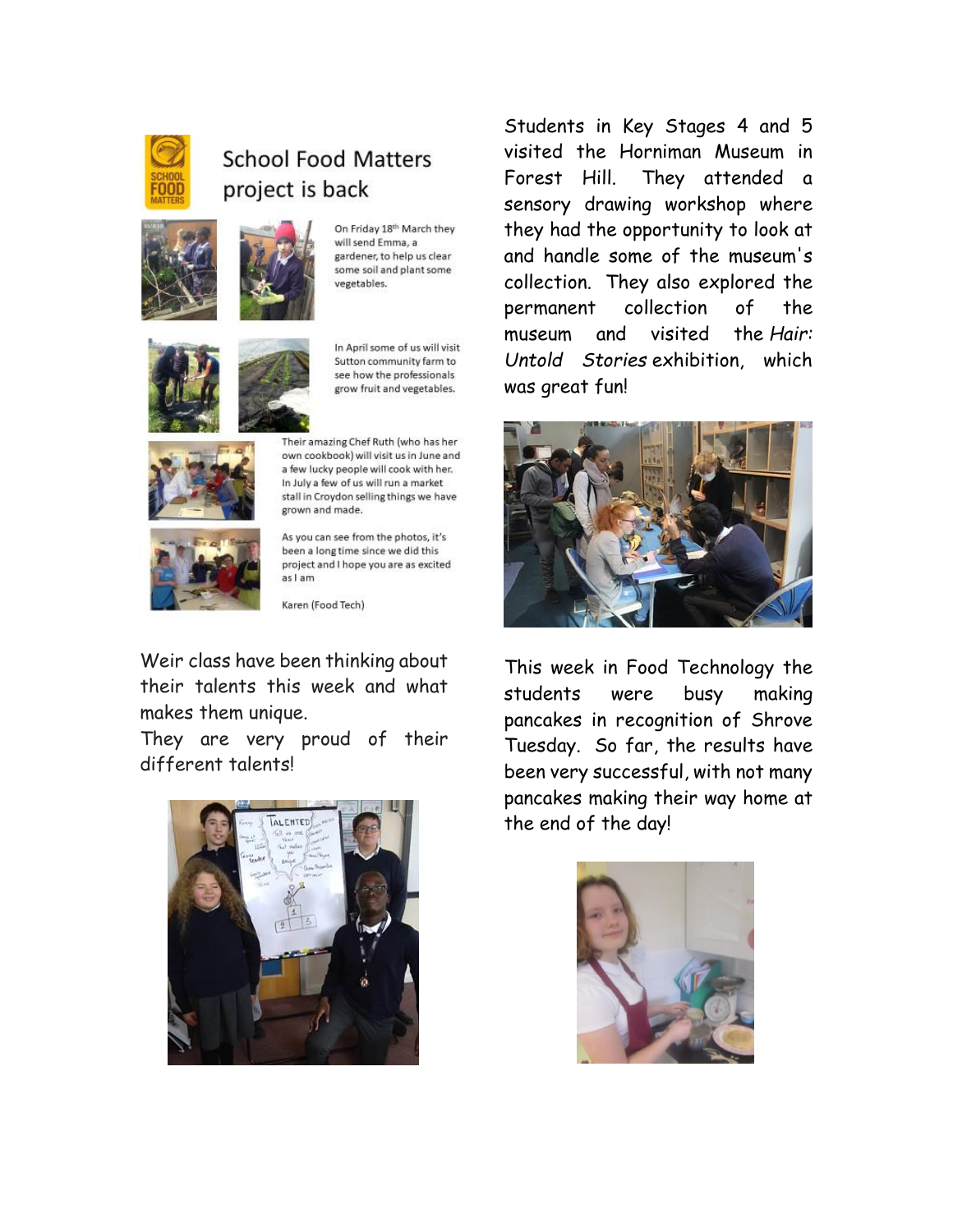## School Food Matters project is back

On Friday 18th March they will send Emma, a gardener, to help us clear some soil and plant some vegetables.

In April some of us will visit Sutton community farm to see how the professionals grow fruit and vegetables.

Their amazing Chef Ruth (who has her own cookbook) will visit us in June and a few lucky people will cook with her. In July a few of us will run a market stall in Croydon selling things we have grown and made.

As you can see from the photos, it's been a long time since we did this project and I hope you are as excited as I am

Karen (Food Tech)

Weir class have been thinking about their talents this week and what makes them unique.

They are very proud of their different talents!

Students in Key Stages 4 and 5 visited the Horniman Museum in Forest Hill. They attended a sensory drawing workshop where they had the opportunity to look at and handle some of the museum's collection. They also explored the permanent collection of the museum and visited the *Hair: Untold Stories* exhibition, which was great fun!

This week in Food Technology the students were busy making pancakes in recognition of Shrove Tuesday. So far, the results have been very successful, with not many pancakes making their way home at the end of the day!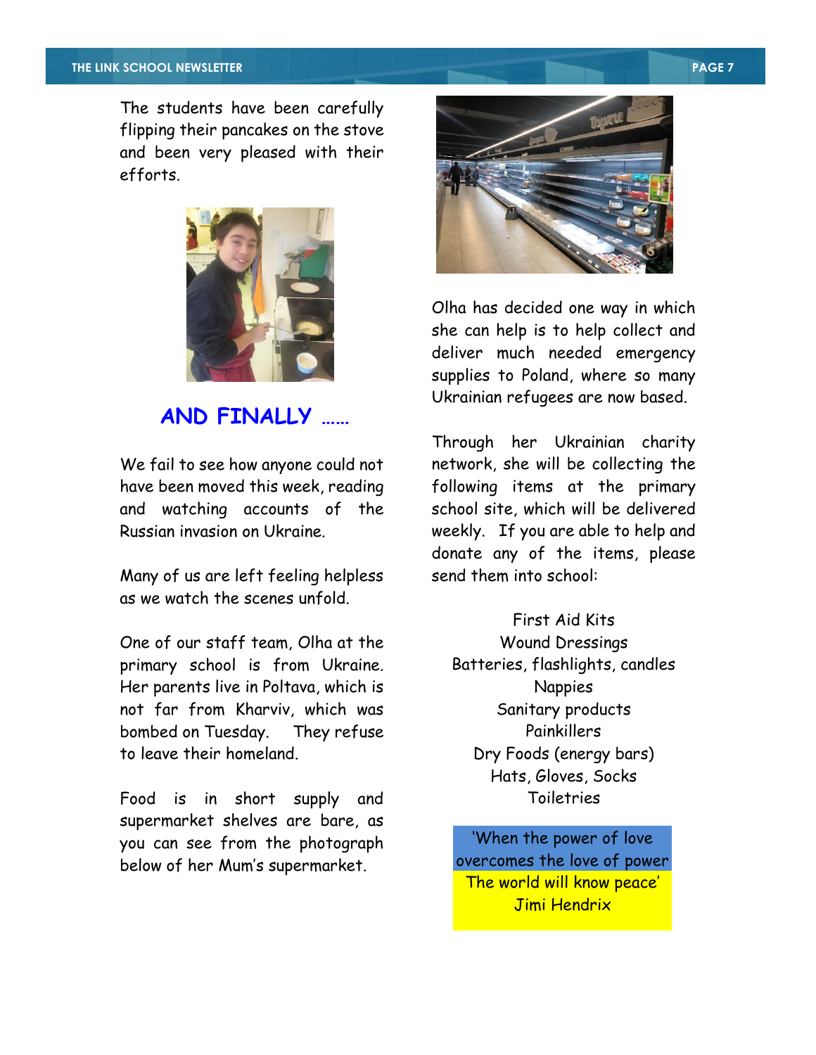The students have been carefully flipping their pancakes on the stove and been very pleased with their efforts.

## AND FINALLY ……

We fail to see how anyone could not have been moved this week, reading and watching accounts of the Russian invasion on Ukraine.

Many of us are left feeling helpless as we watch the scenes unfold.

One of our staff team, Olha at the primary school is from Ukraine. Her parents live in Poltava, which is not far from Kharviv, which was bombed on Tuesday. They refuse to leave their homeland.

Food is in short supply and supermarket shelves are bare, as you can see from the photograph below of her Mum's supermarket.

Olha has decided one way in which she can help is to help collect and deliver much needed emergency supplies to Poland, where so many Ukrainian refugees are now based.

Through her Ukrainian charity network, she will be collecting the following items at the primary school site, which will be delivered weekly. If you are able to help and donate any of the items, please send them into school:

First Aid Kits
Wound Dressings
Batteries, flashlights, candles
Nappies
Sanitary products
Painkillers
Dry Foods (energy bars)
Hats, Gloves, Socks
Toiletries

'When the power of love overcomes the love of power
The world will know peace'
Jimi Hendrix